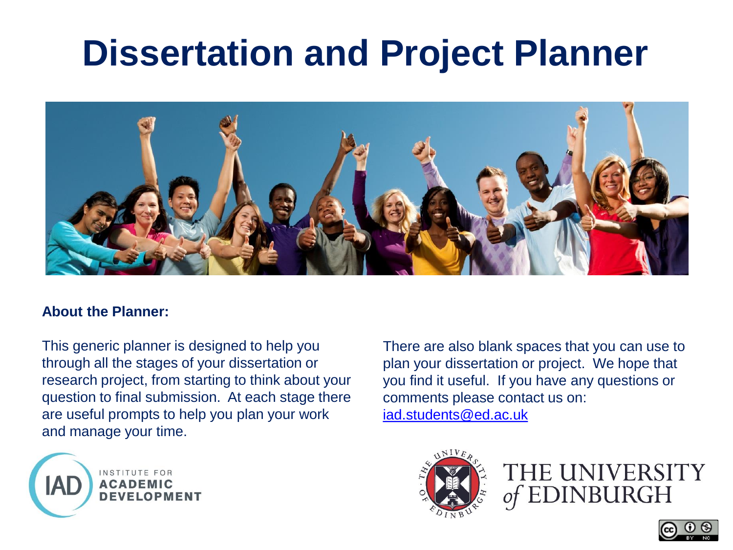# Dissertation and Project Planner

**About the Planner:**

This generic planner is designed to help you through all the stages of your dissertation or research project, from starting to think about your question to final submission. At each stage there are useful prompts to help you plan your work and manage your time.

There are also blank spaces that you can use to plan your dissertation or project. We hope that you find it useful. If you have any questions or comments please contact us on: [iad.students@ed.ac.uk](mailto:iad.students@ed.ac.uk)

IAD INSTITUTE FOR ACADEMIC DEVELOPMENT

THE UNIVERSITY of EDINBURGH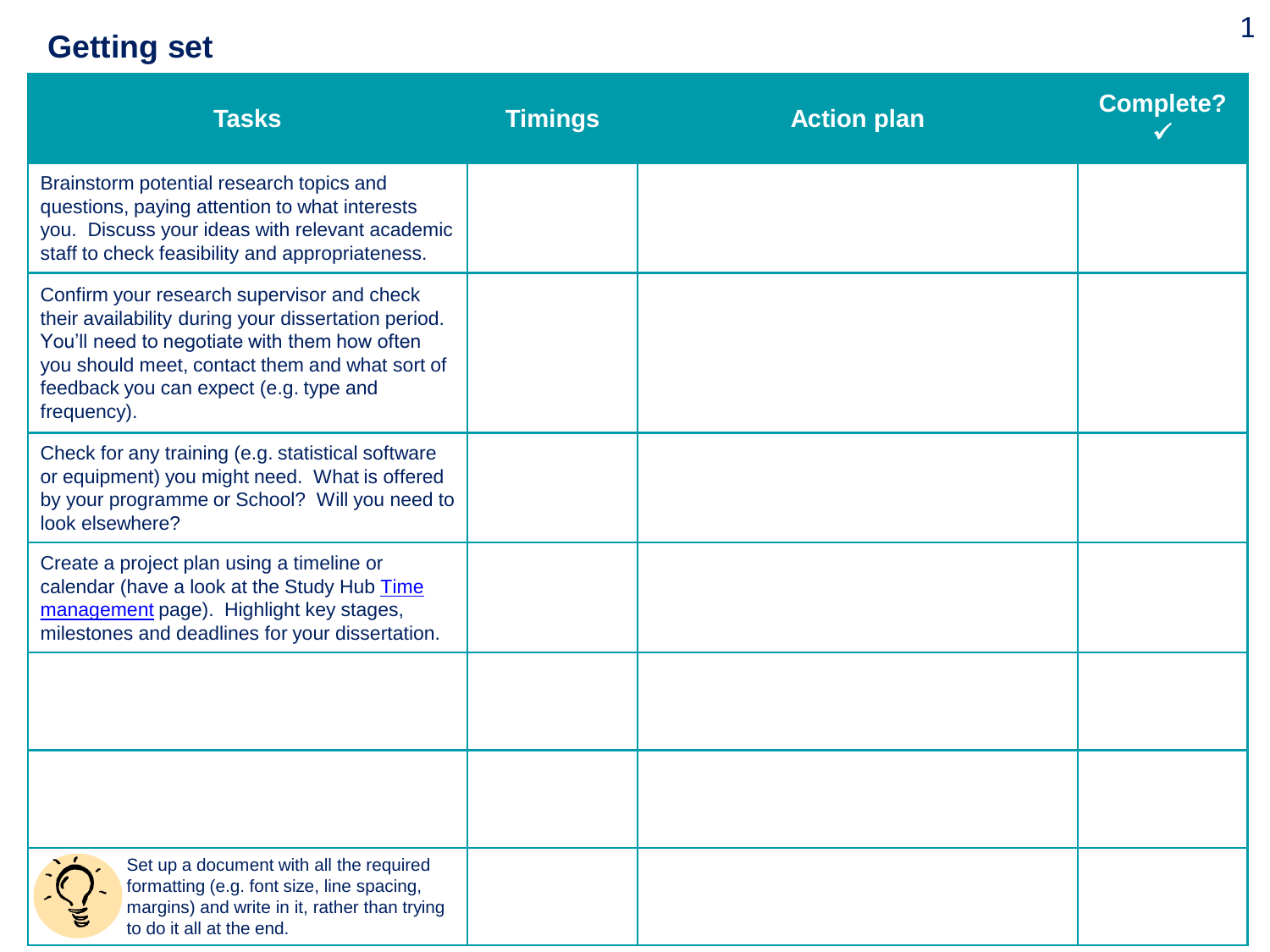## Getting set

| Tasks | Timings | Action plan | Complete? ✓ |
|---|---|---|---|
| Brainstorm potential research topics and questions, paying attention to what interests you. Discuss your ideas with relevant academic staff to check feasibility and appropriateness. | | | |
| Confirm your research supervisor and check their availability during your dissertation period. You'll need to negotiate with them how often you should meet, contact them and what sort of feedback you can expect (e.g. type and frequency). | | | |
| Check for any training (e.g. statistical software or equipment) you might need. What is offered by your programme or School? Will you need to look elsewhere? | | | |
| Create a project plan using a timeline or calendar (have a look at the Study Hub [Time management](#) page). Highlight key stages, milestones and deadlines for your dissertation. | | | |
| | | | |
| | | | |
| Set up a document with all the required formatting (e.g. font size, line spacing, margins) and write in it, rather than trying to do it all at the end. | | | |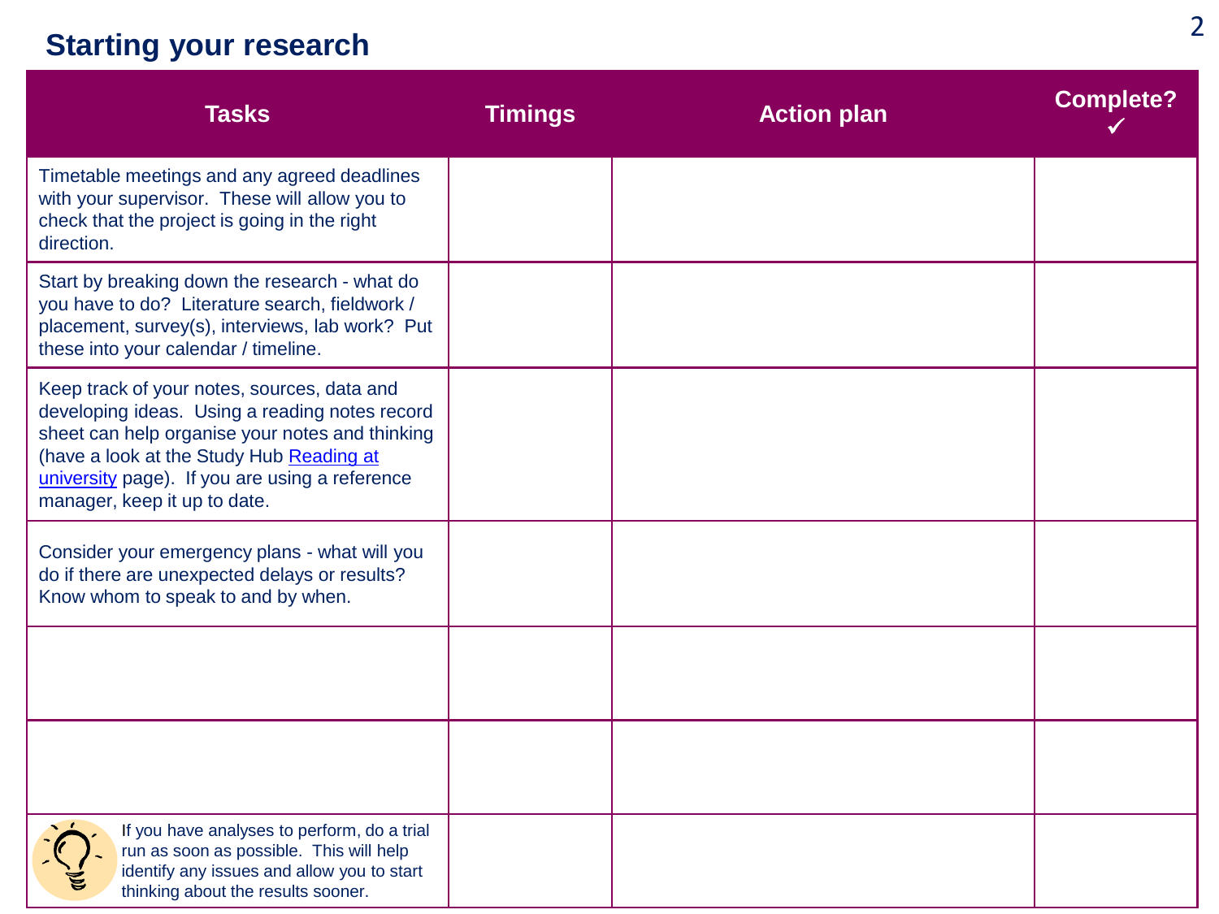## Starting your research

| Tasks | Timings | Action plan | Complete? ✓ |
|---|---|---|---|
| Timetable meetings and any agreed deadlines with your supervisor. These will allow you to check that the project is going in the right direction. | | | |
| Start by breaking down the research - what do you have to do? Literature search, fieldwork / placement, survey(s), interviews, lab work? Put these into your calendar / timeline. | | | |
| Keep track of your notes, sources, data and developing ideas. Using a reading notes record sheet can help organise your notes and thinking (have a look at the Study Hub [Reading at university](#) page). If you are using a reference manager, keep it up to date. | | | |
| Consider your emergency plans - what will you do if there are unexpected delays or results? Know whom to speak to and by when. | | | |
| | | | |
| | | | |
| If you have analyses to perform, do a trial run as soon as possible. This will help identify any issues and allow you to start thinking about the results sooner. | | | |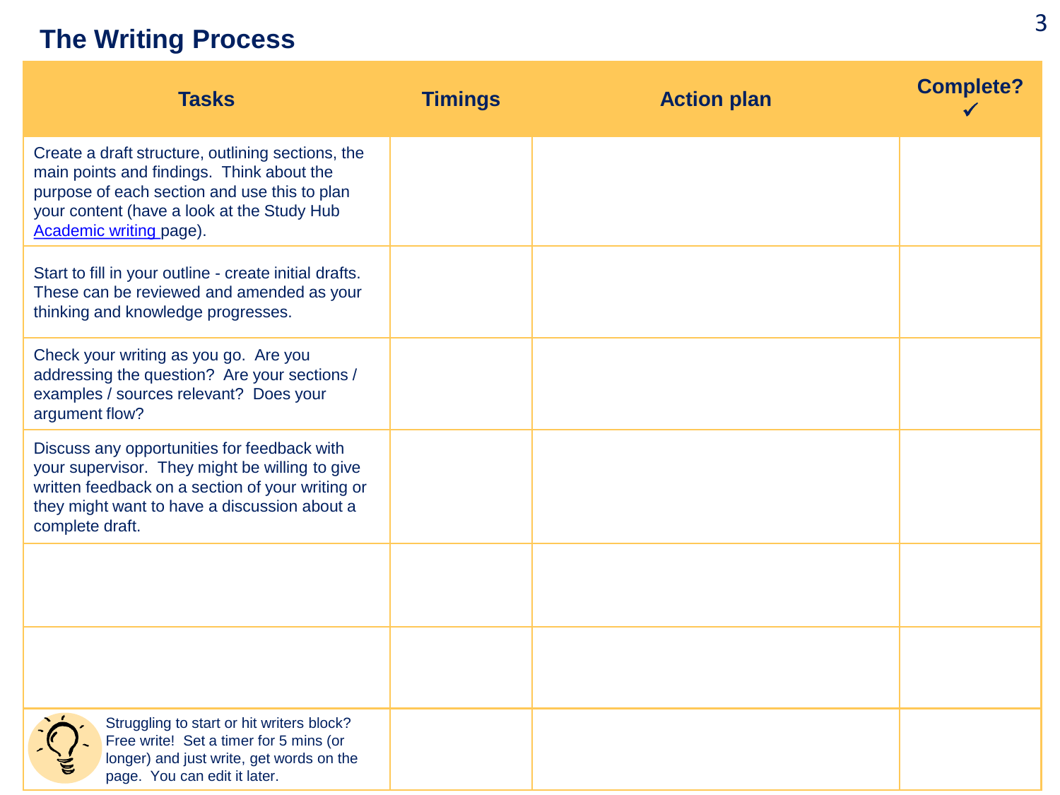## The Writing Process

| Tasks | Timings | Action plan | Complete? ✓ |
|---|---|---|---|
| Create a draft structure, outlining sections, the main points and findings. Think about the purpose of each section and use this to plan your content (have a look at the Study Hub Academic writing page). | | | |
| Start to fill in your outline - create initial drafts. These can be reviewed and amended as your thinking and knowledge progresses. | | | |
| Check your writing as you go. Are you addressing the question? Are your sections / examples / sources relevant? Does your argument flow? | | | |
| Discuss any opportunities for feedback with your supervisor. They might be willing to give written feedback on a section of your writing or they might want to have a discussion about a complete draft. | | | |
| | | | |
| | | | |
| Struggling to start or hit writers block? Free write! Set a timer for 5 mins (or longer) and just write, get words on the page. You can edit it later. | | | |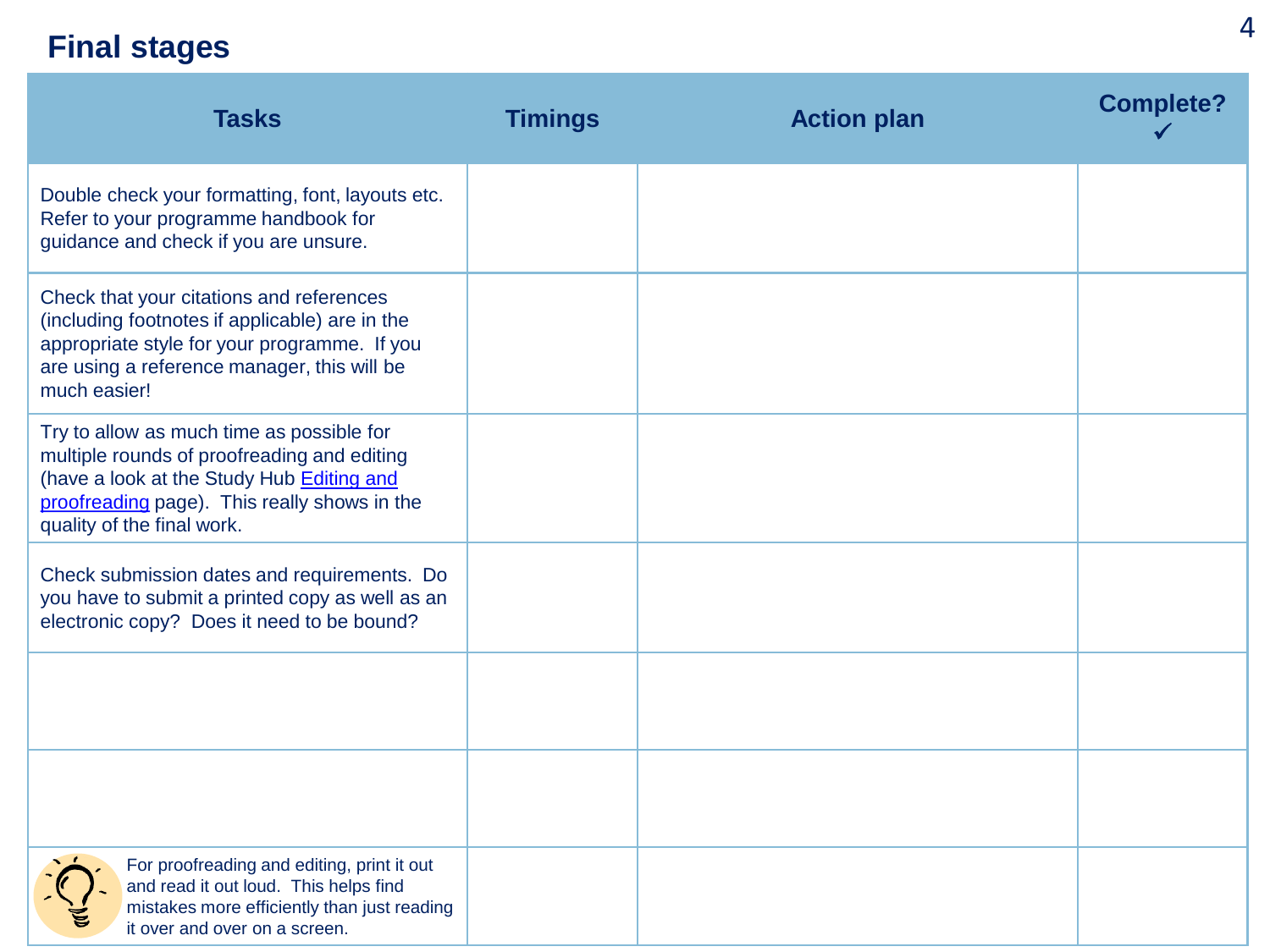## Final stages

| Tasks | Timings | Action plan | Complete? ✓ |
|---|---|---|---|
| Double check your formatting, font, layouts etc. Refer to your programme handbook for guidance and check if you are unsure. | | | |
| Check that your citations and references (including footnotes if applicable) are in the appropriate style for your programme. If you are using a reference manager, this will be much easier! | | | |
| Try to allow as much time as possible for multiple rounds of proofreading and editing (have a look at the Study Hub [Editing and proofreading]() page). This really shows in the quality of the final work. | | | |
| Check submission dates and requirements. Do you have to submit a printed copy as well as an electronic copy? Does it need to be bound? | | | |
| | | | |
| | | | |
| For proofreading and editing, print it out and read it out loud. This helps find mistakes more efficiently than just reading it over and over on a screen. | | | |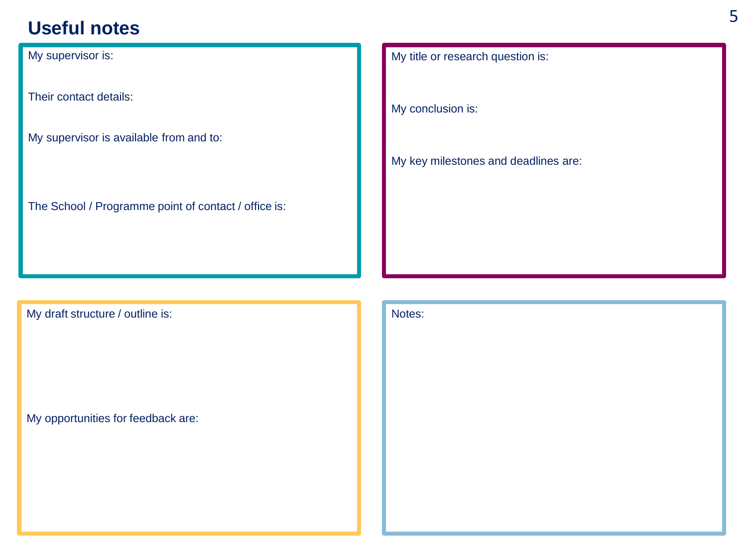# Useful notes

My supervisor is:

Their contact details:

My supervisor is available from and to:

The School / Programme point of contact / office is:

My title or research question is:

My conclusion is:

My key milestones and deadlines are:

My draft structure / outline is:

My opportunities for feedback are:

Notes: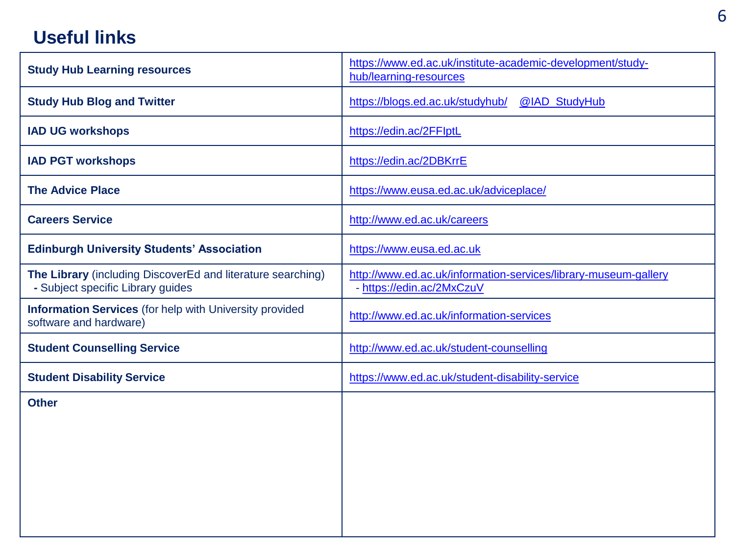## Useful links

| | |
|---|---|
| **Study Hub Learning resources** | https://www.ed.ac.uk/institute-academic-development/study-hub/learning-resources |
| **Study Hub Blog and Twitter** | https://blogs.ed.ac.uk/studyhub/ @IAD_StudyHub |
| **IAD UG workshops** | https://edin.ac/2FFIptL |
| **IAD PGT workshops** | https://edin.ac/2DBKrrE |
| **The Advice Place** | https://www.eusa.ed.ac.uk/adviceplace/ |
| **Careers Service** | http://www.ed.ac.uk/careers |
| **Edinburgh University Students' Association** | https://www.eusa.ed.ac.uk |
| **The Library** (including DiscoverEd and literature searching) **-** Subject specific Library guides | http://www.ed.ac.uk/information-services/library-museum-gallery - https://edin.ac/2MxCzuV |
| **Information Services** (for help with University provided software and hardware) | http://www.ed.ac.uk/information-services |
| **Student Counselling Service** | http://www.ed.ac.uk/student-counselling |
| **Student Disability Service** | https://www.ed.ac.uk/student-disability-service |
| **Other** | |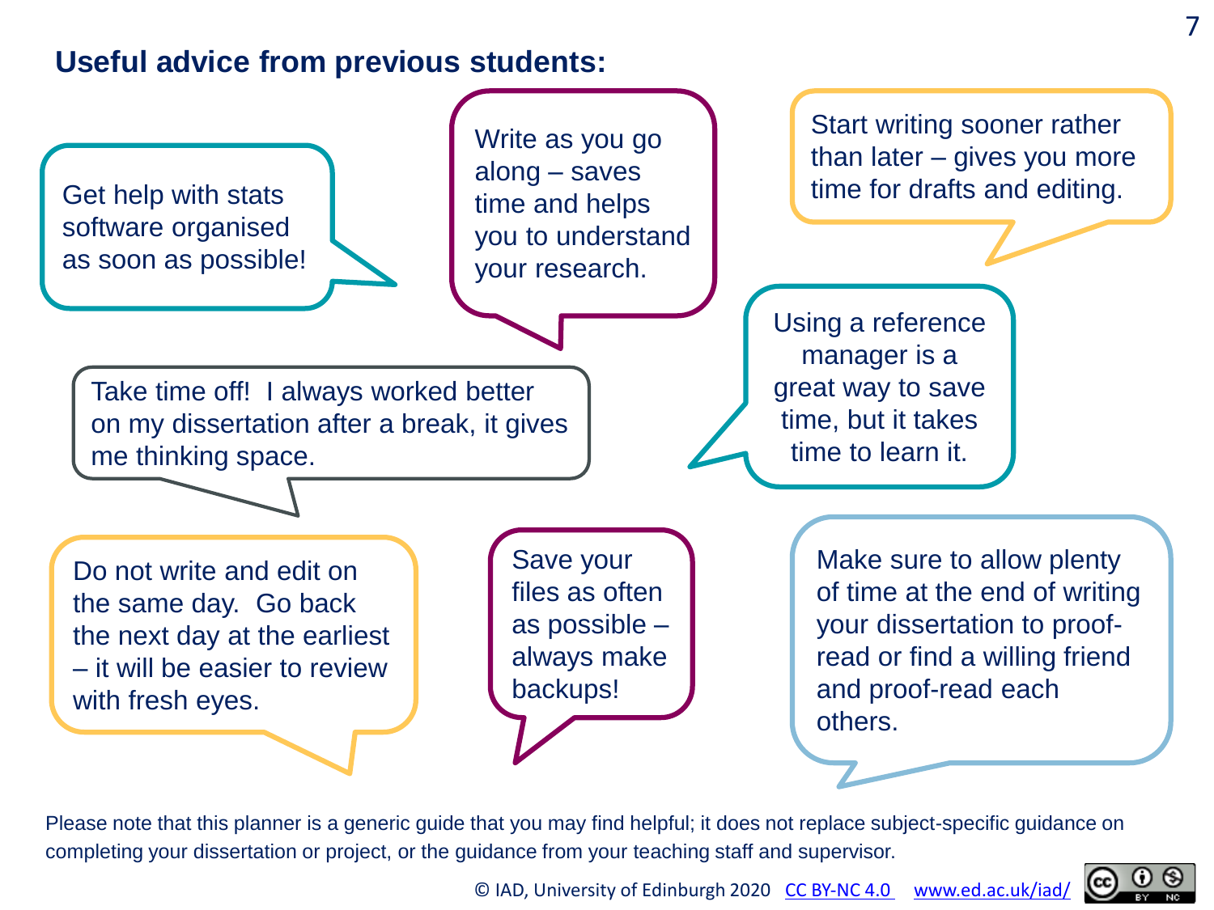## Useful advice from previous students:

- Get help with stats software organised as soon as possible!
- Write as you go along – saves time and helps you to understand your research.
- Start writing sooner rather than later – gives you more time for drafts and editing.
- Using a reference manager is a great way to save time, but it takes time to learn it.
- Take time off! I always worked better on my dissertation after a break, it gives me thinking space.
- Do not write and edit on the same day. Go back the next day at the earliest – it will be easier to review with fresh eyes.
- Save your files as often as possible – always make backups!
- Make sure to allow plenty of time at the end of writing your dissertation to proof-read or find a willing friend and proof-read each others.

Please note that this planner is a generic guide that you may find helpful; it does not replace subject-specific guidance on completing your dissertation or project, or the guidance from your teaching staff and supervisor.

© IAD, University of Edinburgh 2020 CC BY-NC 4.0 www.ed.ac.uk/iad/